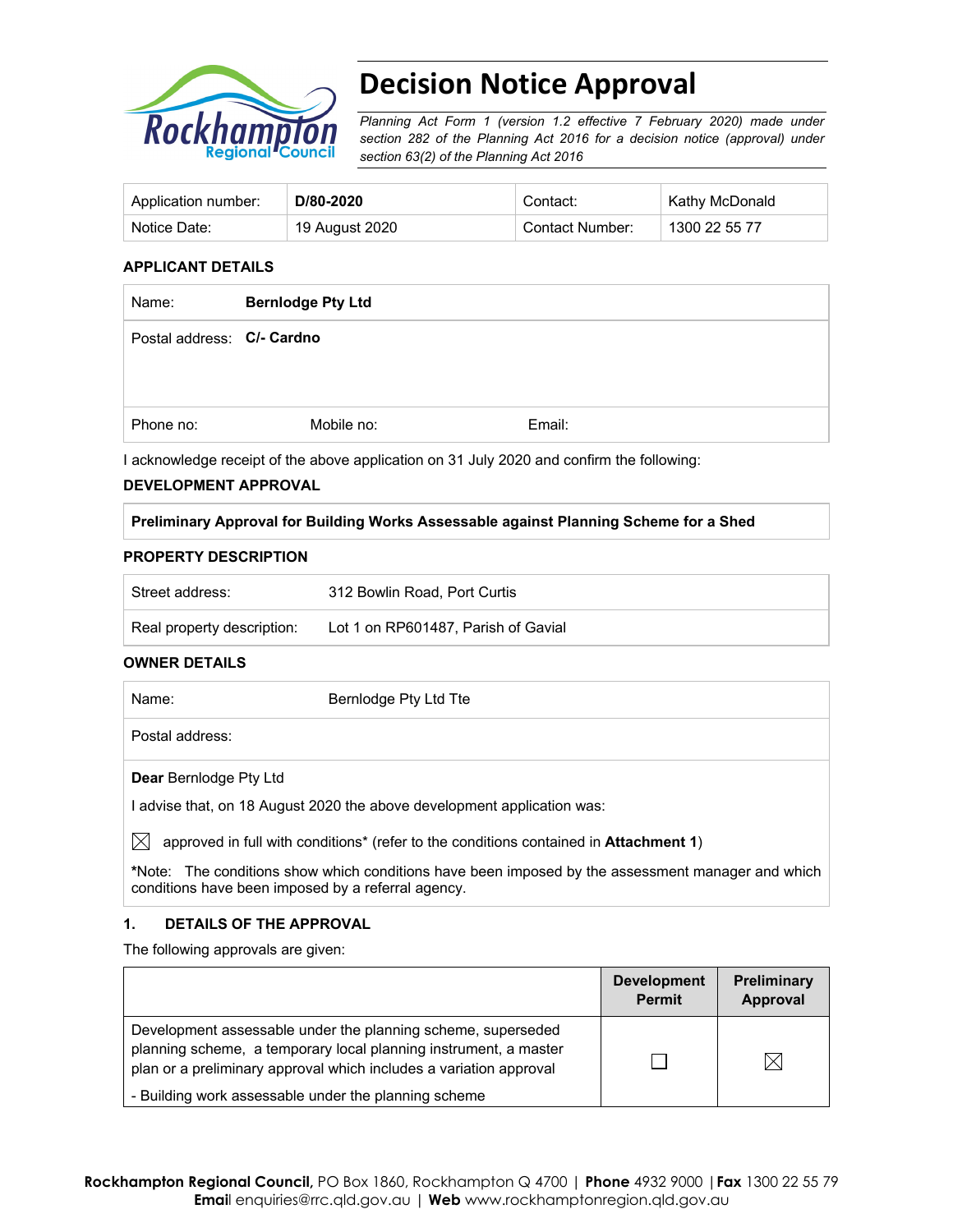# Decision Notice Approval

*Planning Act Form 1 (version 1.2 effective 7 February 2020) made under section 282 of the Planning Act 2016 for a decision notice (approval) under section 63(2) of the Planning Act 2016*

| Application number: | **D/80-2020** | Contact: | Kathy McDonald |
|---|---|---|---|
| Notice Date: | 19 August 2020 | Contact Number: | 1300 22 55 77 |

**APPLICANT DETAILS**

| | | |
|---|---|---|
| Name: **Bernlodge Pty Ltd** | | |
| Postal address: **C/- Cardno** | | |
| Phone no: | Mobile no: | Email: |

I acknowledge receipt of the above application on 31 July 2020 and confirm the following:

**DEVELOPMENT APPROVAL**

| **Preliminary Approval for Building Works Assessable against Planning Scheme for a Shed** |
|---|

**PROPERTY DESCRIPTION**

| | |
|---|---|
| Street address: | 312 Bowlin Road, Port Curtis |
| Real property description: | Lot 1 on RP601487, Parish of Gavial |

**OWNER DETAILS**

| | |
|---|---|
| Name: | Bernlodge Pty Ltd Tte |
| Postal address: | |

**Dear** Bernlodge Pty Ltd

I advise that, on 18 August 2020 the above development application was:

☒ approved in full with conditions* (refer to the conditions contained in **Attachment 1**)

***Note:** The conditions show which conditions have been imposed by the assessment manager and which conditions have been imposed by a referral agency.

**1. DETAILS OF THE APPROVAL**

The following approvals are given:

| | Development Permit | Preliminary Approval |
|---|---|---|
| Development assessable under the planning scheme, superseded planning scheme, a temporary local planning instrument, a master plan or a preliminary approval which includes a variation approval<br>- Building work assessable under the planning scheme | ☐ | ☒ |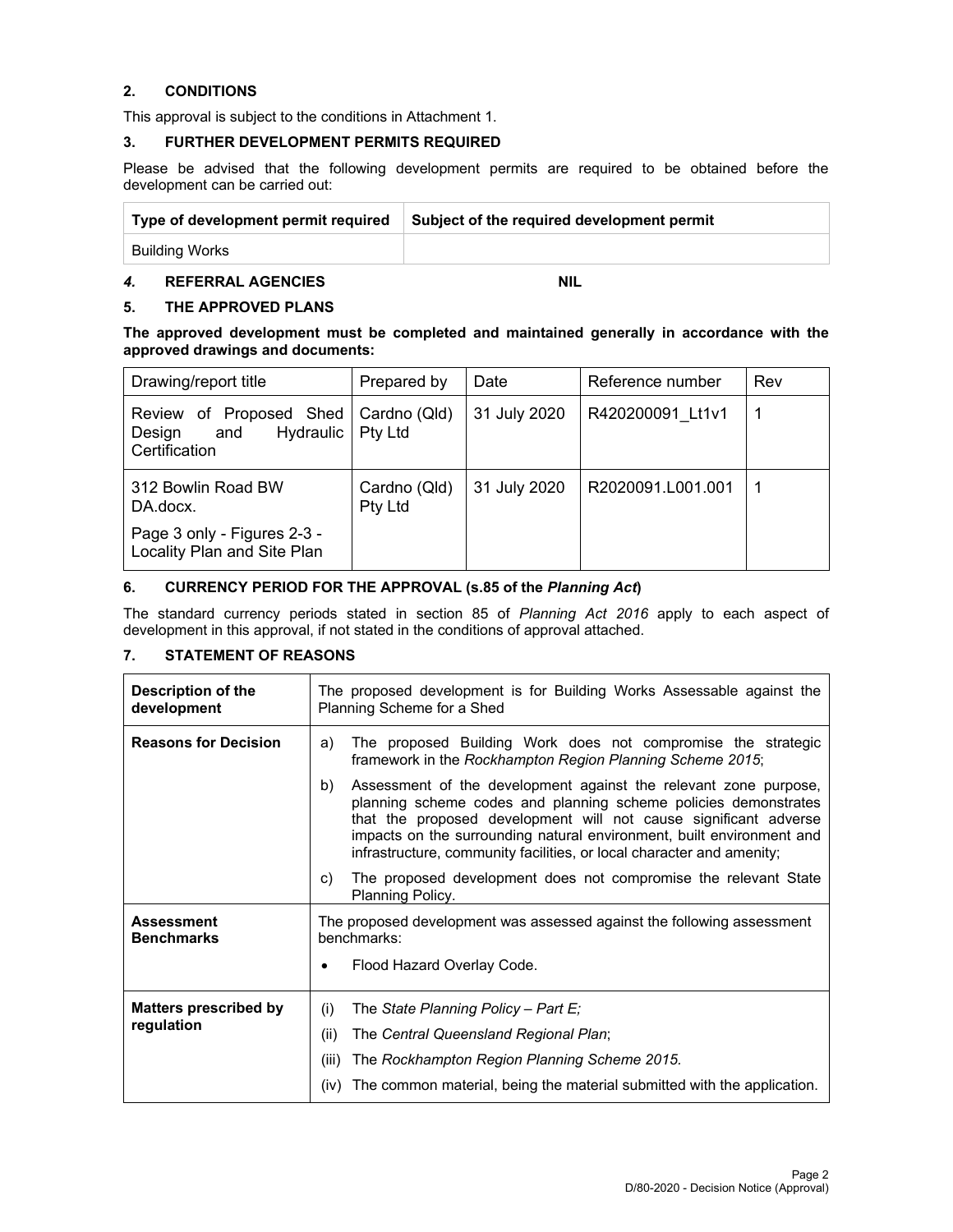## 2. CONDITIONS

This approval is subject to the conditions in Attachment 1.

## 3. FURTHER DEVELOPMENT PERMITS REQUIRED

Please be advised that the following development permits are required to be obtained before the development can be carried out:

| Type of development permit required | Subject of the required development permit |
|---|---|
| Building Works | |

## *4.* REFERRAL AGENCIES NIL

## 5. THE APPROVED PLANS

**The approved development must be completed and maintained generally in accordance with the approved drawings and documents:**

| Drawing/report title | Prepared by | Date | Reference number | Rev |
|---|---|---|---|---|
| Review of Proposed Shed Design and Hydraulic Certification | Cardno (Qld) Pty Ltd | 31 July 2020 | R420200091_Lt1v1 | 1 |
| 312 Bowlin Road BW DA.docx.<br>Page 3 only - Figures 2-3 - Locality Plan and Site Plan | Cardno (Qld) Pty Ltd | 31 July 2020 | R2020091.L001.001 | 1 |

## 6. CURRENCY PERIOD FOR THE APPROVAL (s.85 of the *Planning Act*)

The standard currency periods stated in section 85 of *Planning Act 2016* apply to each aspect of development in this approval, if not stated in the conditions of approval attached.

## 7. STATEMENT OF REASONS

| | |
|---|---|
| **Description of the development** | The proposed development is for Building Works Assessable against the Planning Scheme for a Shed |
| **Reasons for Decision** | a) The proposed Building Work does not compromise the strategic framework in the *Rockhampton Region Planning Scheme 2015*;<br>b) Assessment of the development against the relevant zone purpose, planning scheme codes and planning scheme policies demonstrates that the proposed development will not cause significant adverse impacts on the surrounding natural environment, built environment and infrastructure, community facilities, or local character and amenity;<br>c) The proposed development does not compromise the relevant State Planning Policy. |
| **Assessment Benchmarks** | The proposed development was assessed against the following assessment benchmarks:<br>• Flood Hazard Overlay Code. |
| **Matters prescribed by regulation** | (i) The *State Planning Policy – Part E;*<br>(ii) The *Central Queensland Regional Plan*;<br>(iii) The *Rockhampton Region Planning Scheme 2015.*<br>(iv) The common material, being the material submitted with the application. |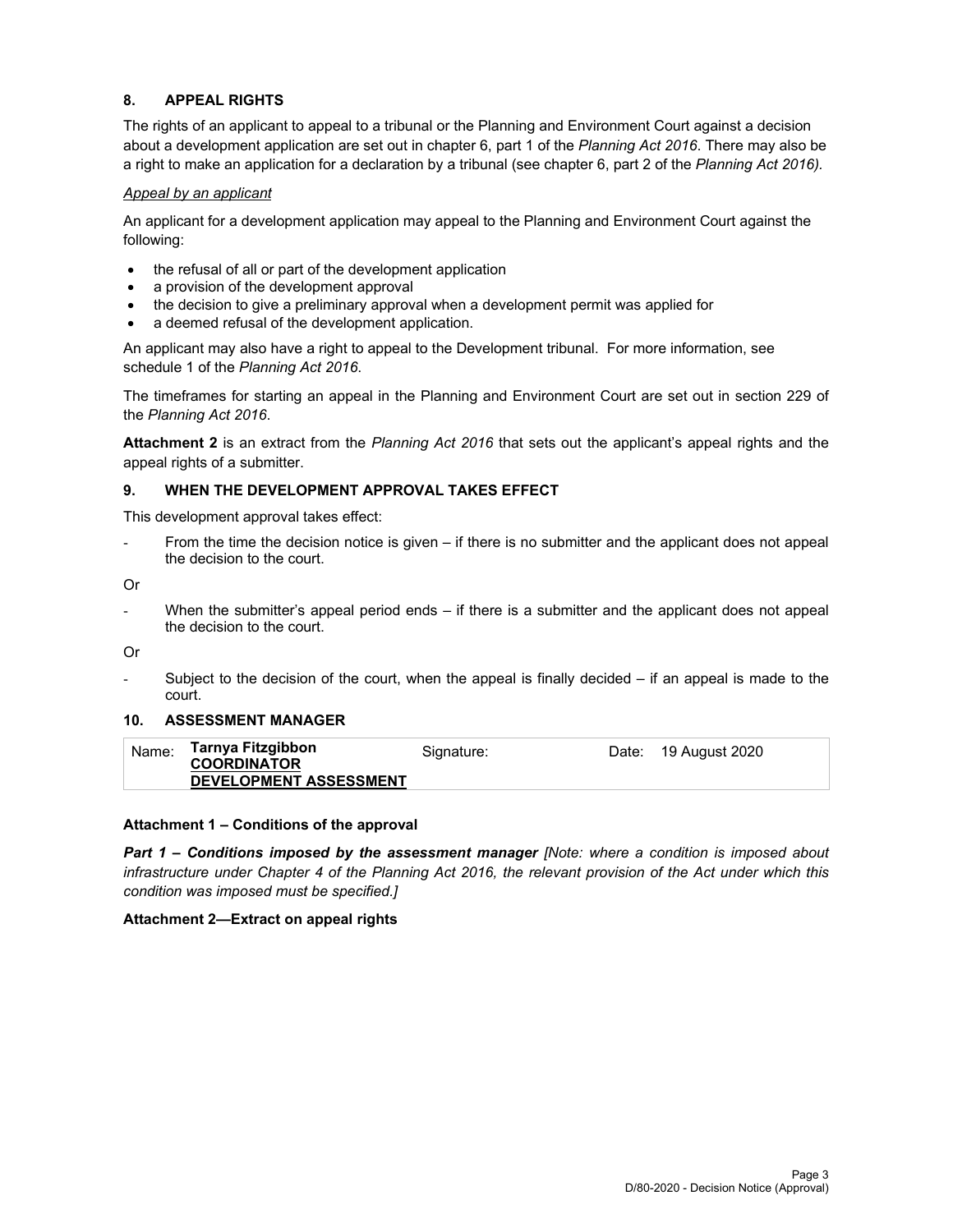## 8. APPEAL RIGHTS

The rights of an applicant to appeal to a tribunal or the Planning and Environment Court against a decision about a development application are set out in chapter 6, part 1 of the *Planning Act 2016*. There may also be a right to make an application for a declaration by a tribunal (see chapter 6, part 2 of the *Planning Act 2016)*.

*Appeal by an applicant*

An applicant for a development application may appeal to the Planning and Environment Court against the following:

- the refusal of all or part of the development application
- a provision of the development approval
- the decision to give a preliminary approval when a development permit was applied for
- a deemed refusal of the development application.

An applicant may also have a right to appeal to the Development tribunal. For more information, see schedule 1 of the *Planning Act 2016*.

The timeframes for starting an appeal in the Planning and Environment Court are set out in section 229 of the *Planning Act 2016*.

**Attachment 2** is an extract from the *Planning Act 2016* that sets out the applicant's appeal rights and the appeal rights of a submitter.

## 9. WHEN THE DEVELOPMENT APPROVAL TAKES EFFECT

This development approval takes effect:

- From the time the decision notice is given – if there is no submitter and the applicant does not appeal the decision to the court.

Or

- When the submitter's appeal period ends – if there is a submitter and the applicant does not appeal the decision to the court.

Or

- Subject to the decision of the court, when the appeal is finally decided – if an appeal is made to the court.

## 10. ASSESSMENT MANAGER

| Name: | Tarnya Fitzgibbon **COORDINATOR DEVELOPMENT ASSESSMENT** | Signature: | Date: 19 August 2020 |
| --- | --- | --- | --- |

**Attachment 1 – Conditions of the approval**

***Part 1 – Conditions imposed by the assessment manager*** *[Note: where a condition is imposed about infrastructure under Chapter 4 of the Planning Act 2016, the relevant provision of the Act under which this condition was imposed must be specified.]*

**Attachment 2—Extract on appeal rights**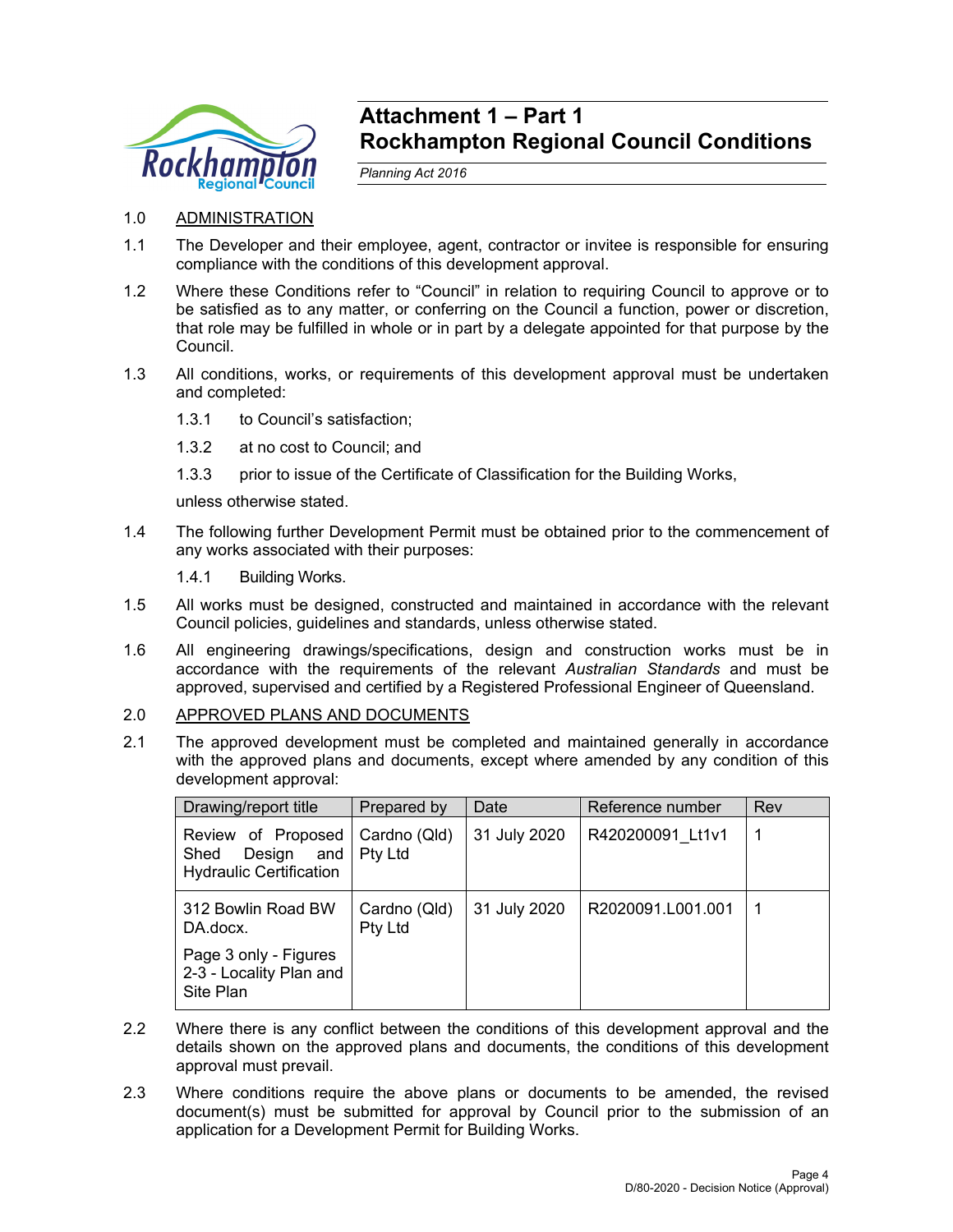# Attachment 1 – Part 1
## Rockhampton Regional Council Conditions

*Planning Act 2016*

1.0 ADMINISTRATION

1.1 The Developer and their employee, agent, contractor or invitee is responsible for ensuring compliance with the conditions of this development approval.

1.2 Where these Conditions refer to "Council" in relation to requiring Council to approve or to be satisfied as to any matter, or conferring on the Council a function, power or discretion, that role may be fulfilled in whole or in part by a delegate appointed for that purpose by the Council.

1.3 All conditions, works, or requirements of this development approval must be undertaken and completed:

1.3.1 to Council's satisfaction;

1.3.2 at no cost to Council; and

1.3.3 prior to issue of the Certificate of Classification for the Building Works,

unless otherwise stated.

1.4 The following further Development Permit must be obtained prior to the commencement of any works associated with their purposes:

1.4.1 Building Works.

1.5 All works must be designed, constructed and maintained in accordance with the relevant Council policies, guidelines and standards, unless otherwise stated.

1.6 All engineering drawings/specifications, design and construction works must be in accordance with the requirements of the relevant *Australian Standards* and must be approved, supervised and certified by a Registered Professional Engineer of Queensland.

2.0 APPROVED PLANS AND DOCUMENTS

2.1 The approved development must be completed and maintained generally in accordance with the approved plans and documents, except where amended by any condition of this development approval:

| Drawing/report title | Prepared by | Date | Reference number | Rev |
|---|---|---|---|---|
| Review of Proposed Shed Design and Hydraulic Certification | Cardno (Qld) Pty Ltd | 31 July 2020 | R420200091_Lt1v1 | 1 |
| 312 Bowlin Road BW DA.docx. Page 3 only - Figures 2-3 - Locality Plan and Site Plan | Cardno (Qld) Pty Ltd | 31 July 2020 | R2020091.L001.001 | 1 |

2.2 Where there is any conflict between the conditions of this development approval and the details shown on the approved plans and documents, the conditions of this development approval must prevail.

2.3 Where conditions require the above plans or documents to be amended, the revised document(s) must be submitted for approval by Council prior to the submission of an application for a Development Permit for Building Works.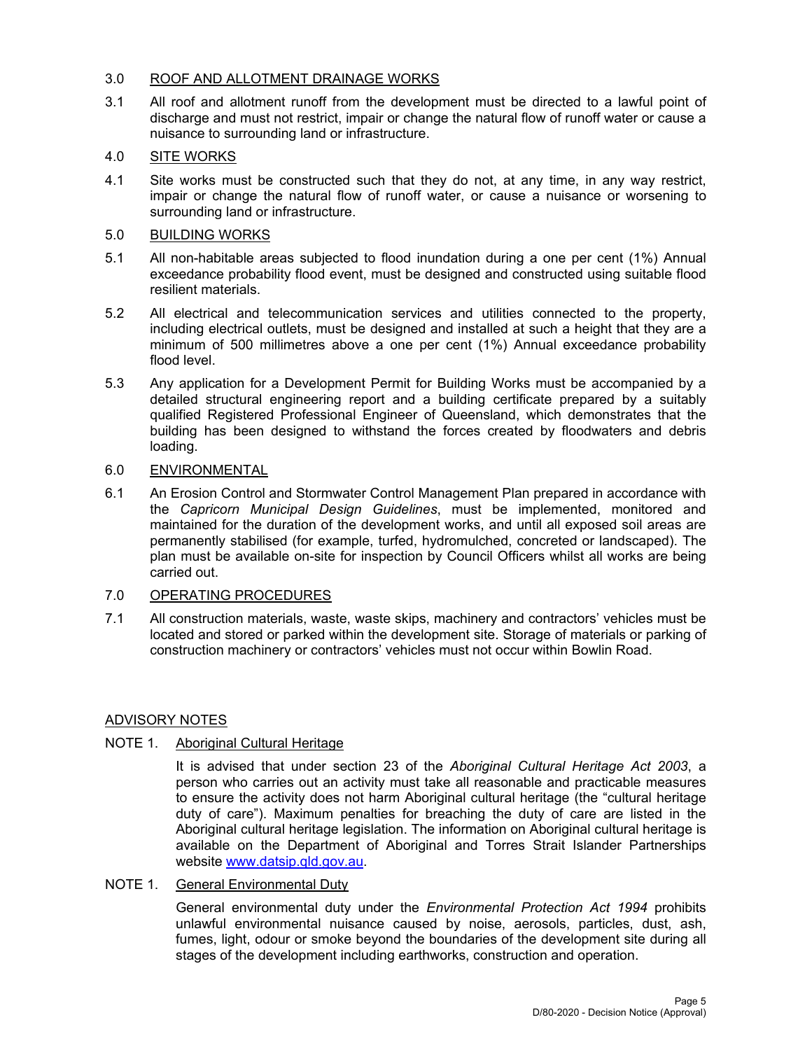## 3.0 ROOF AND ALLOTMENT DRAINAGE WORKS

3.1 All roof and allotment runoff from the development must be directed to a lawful point of discharge and must not restrict, impair or change the natural flow of runoff water or cause a nuisance to surrounding land or infrastructure.

## 4.0 SITE WORKS

4.1 Site works must be constructed such that they do not, at any time, in any way restrict, impair or change the natural flow of runoff water, or cause a nuisance or worsening to surrounding land or infrastructure.

## 5.0 BUILDING WORKS

5.1 All non-habitable areas subjected to flood inundation during a one per cent (1%) Annual exceedance probability flood event, must be designed and constructed using suitable flood resilient materials.

5.2 All electrical and telecommunication services and utilities connected to the property, including electrical outlets, must be designed and installed at such a height that they are a minimum of 500 millimetres above a one per cent (1%) Annual exceedance probability flood level.

5.3 Any application for a Development Permit for Building Works must be accompanied by a detailed structural engineering report and a building certificate prepared by a suitably qualified Registered Professional Engineer of Queensland, which demonstrates that the building has been designed to withstand the forces created by floodwaters and debris loading.

## 6.0 ENVIRONMENTAL

6.1 An Erosion Control and Stormwater Control Management Plan prepared in accordance with the *Capricorn Municipal Design Guidelines*, must be implemented, monitored and maintained for the duration of the development works, and until all exposed soil areas are permanently stabilised (for example, turfed, hydromulched, concreted or landscaped). The plan must be available on-site for inspection by Council Officers whilst all works are being carried out.

## 7.0 OPERATING PROCEDURES

7.1 All construction materials, waste, waste skips, machinery and contractors' vehicles must be located and stored or parked within the development site. Storage of materials or parking of construction machinery or contractors' vehicles must not occur within Bowlin Road.

## ADVISORY NOTES

### NOTE 1. Aboriginal Cultural Heritage

It is advised that under section 23 of the *Aboriginal Cultural Heritage Act 2003*, a person who carries out an activity must take all reasonable and practicable measures to ensure the activity does not harm Aboriginal cultural heritage (the "cultural heritage duty of care"). Maximum penalties for breaching the duty of care are listed in the Aboriginal cultural heritage legislation. The information on Aboriginal cultural heritage is available on the Department of Aboriginal and Torres Strait Islander Partnerships website [www.datsip.qld.gov.au](http://www.datsip.qld.gov.au).

### NOTE 1. General Environmental Duty

General environmental duty under the *Environmental Protection Act 1994* prohibits unlawful environmental nuisance caused by noise, aerosols, particles, dust, ash, fumes, light, odour or smoke beyond the boundaries of the development site during all stages of the development including earthworks, construction and operation.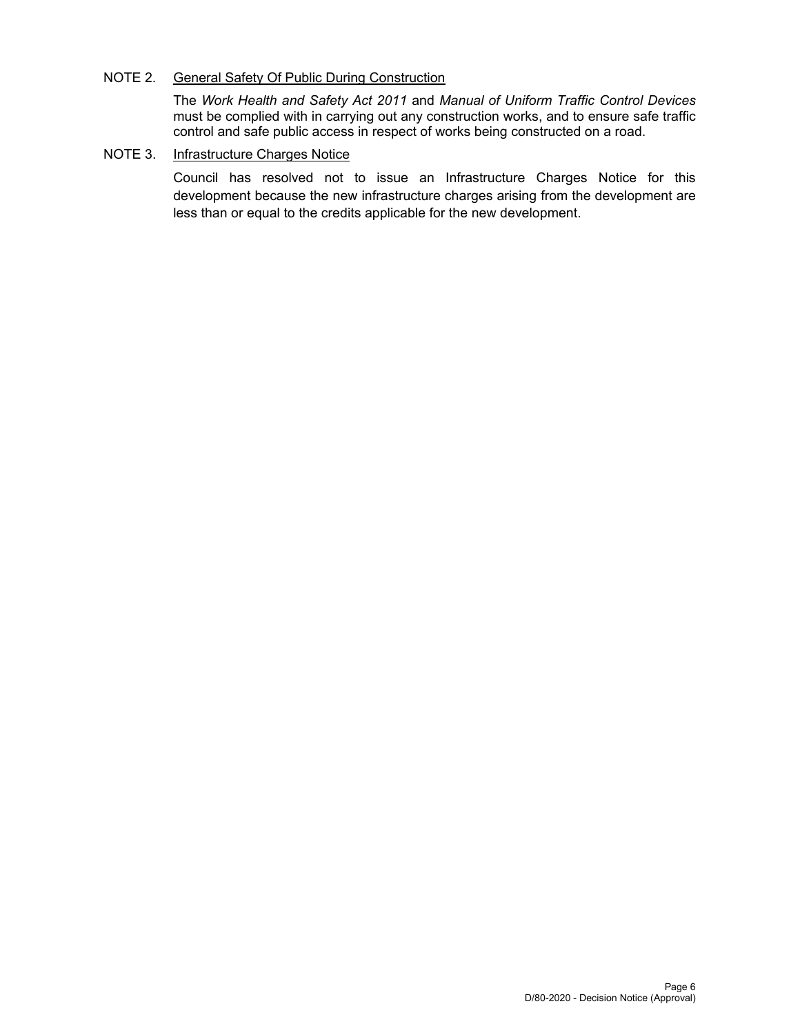NOTE 2. <u>General Safety Of Public During Construction</u>

The *Work Health and Safety Act 2011* and *Manual of Uniform Traffic Control Devices* must be complied with in carrying out any construction works, and to ensure safe traffic control and safe public access in respect of works being constructed on a road.

NOTE 3. <u>Infrastructure Charges Notice</u>

Council has resolved not to issue an Infrastructure Charges Notice for this development because the new infrastructure charges arising from the development are less than or equal to the credits applicable for the new development.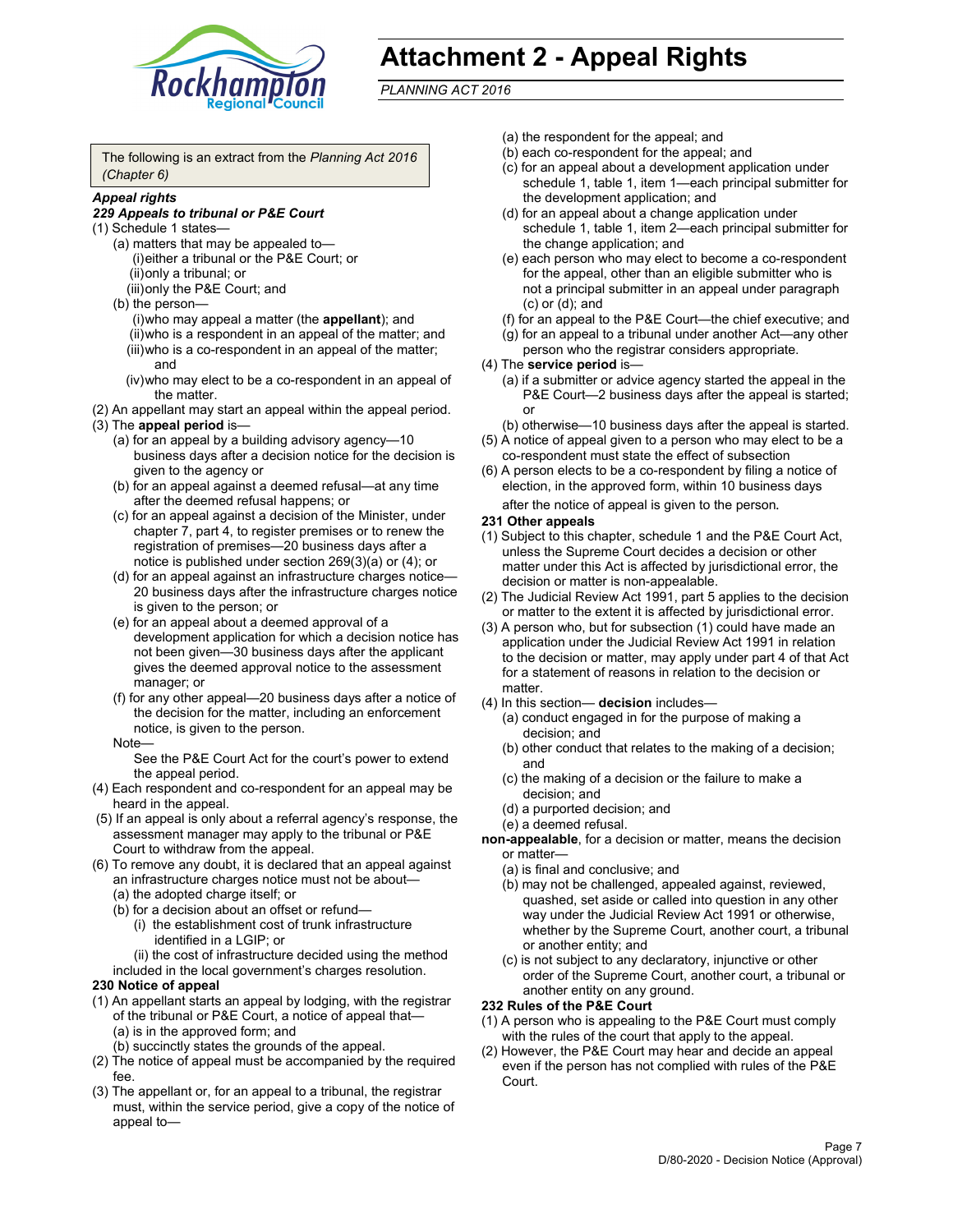# Attachment 2 - Appeal Rights

*PLANNING ACT 2016*

The following is an extract from the *Planning Act 2016 (Chapter 6)*

***Appeal rights***

***229 Appeals to tribunal or P&E Court***

(1) Schedule 1 states—
- (a) matters that may be appealed to—
  - (i) either a tribunal or the P&E Court; or
  - (ii) only a tribunal; or
  - (iii) only the P&E Court; and
- (b) the person—
  - (i) who may appeal a matter (the **appellant**); and
  - (ii) who is a respondent in an appeal of the matter; and
  - (iii) who is a co-respondent in an appeal of the matter; and
  - (iv) who may elect to be a co-respondent in an appeal of the matter.

(2) An appellant may start an appeal within the appeal period.

(3) The **appeal period** is—
- (a) for an appeal by a building advisory agency—10 business days after a decision notice for the decision is given to the agency or
- (b) for an appeal against a deemed refusal—at any time after the deemed refusal happens; or
- (c) for an appeal against a decision of the Minister, under chapter 7, part 4, to register premises or to renew the registration of premises—20 business days after a notice is published under section 269(3)(a) or (4); or
- (d) for an appeal against an infrastructure charges notice—20 business days after the infrastructure charges notice is given to the person; or
- (e) for an appeal about a deemed approval of a development application for which a decision notice has not been given—30 business days after the applicant gives the deemed approval notice to the assessment manager; or
- (f) for any other appeal—20 business days after a notice of the decision for the matter, including an enforcement notice, is given to the person.

Note—

See the P&E Court Act for the court's power to extend the appeal period.

(4) Each respondent and co-respondent for an appeal may be heard in the appeal.

(5) If an appeal is only about a referral agency's response, the assessment manager may apply to the tribunal or P&E Court to withdraw from the appeal.

(6) To remove any doubt, it is declared that an appeal against an infrastructure charges notice must not be about—
- (a) the adopted charge itself; or
- (b) for a decision about an offset or refund—
  - (i) the establishment cost of trunk infrastructure identified in a LGIP; or
  - (ii) the cost of infrastructure decided using the method included in the local government's charges resolution.

**230 Notice of appeal**

(1) An appellant starts an appeal by lodging, with the registrar of the tribunal or P&E Court, a notice of appeal that—
- (a) is in the approved form; and
- (b) succinctly states the grounds of the appeal.

(2) The notice of appeal must be accompanied by the required fee.

(3) The appellant or, for an appeal to a tribunal, the registrar must, within the service period, give a copy of the notice of appeal to—
- (a) the respondent for the appeal; and
- (b) each co-respondent for the appeal; and
- (c) for an appeal about a development application under schedule 1, table 1, item 1—each principal submitter for the development application; and
- (d) for an appeal about a change application under schedule 1, table 1, item 2—each principal submitter for the change application; and
- (e) each person who may elect to become a co-respondent for the appeal, other than an eligible submitter who is not a principal submitter in an appeal under paragraph (c) or (d); and
- (f) for an appeal to the P&E Court—the chief executive; and
- (g) for an appeal to a tribunal under another Act—any other person who the registrar considers appropriate.

(4) The **service period** is—
- (a) if a submitter or advice agency started the appeal in the P&E Court—2 business days after the appeal is started; or
- (b) otherwise—10 business days after the appeal is started.

(5) A notice of appeal given to a person who may elect to be a co-respondent must state the effect of subsection

(6) A person elects to be a co-respondent by filing a notice of election, in the approved form, within 10 business days after the notice of appeal is given to the person.

**231 Other appeals**

(1) Subject to this chapter, schedule 1 and the P&E Court Act, unless the Supreme Court decides a decision or other matter under this Act is affected by jurisdictional error, the decision or matter is non-appealable.

(2) The Judicial Review Act 1991, part 5 applies to the decision or matter to the extent it is affected by jurisdictional error.

(3) A person who, but for subsection (1) could have made an application under the Judicial Review Act 1991 in relation to the decision or matter, may apply under part 4 of that Act for a statement of reasons in relation to the decision or matter.

(4) In this section— **decision** includes—
- (a) conduct engaged in for the purpose of making a decision; and
- (b) other conduct that relates to the making of a decision; and
- (c) the making of a decision or the failure to make a decision; and
- (d) a purported decision; and
- (e) a deemed refusal.

**non-appealable**, for a decision or matter, means the decision or matter—
- (a) is final and conclusive; and
- (b) may not be challenged, appealed against, reviewed, quashed, set aside or called into question in any other way under the Judicial Review Act 1991 or otherwise, whether by the Supreme Court, another court, a tribunal or another entity; and
- (c) is not subject to any declaratory, injunctive or other order of the Supreme Court, another court, a tribunal or another entity on any ground.

**232 Rules of the P&E Court**

(1) A person who is appealing to the P&E Court must comply with the rules of the court that apply to the appeal.

(2) However, the P&E Court may hear and decide an appeal even if the person has not complied with rules of the P&E Court.

D/80-2020 - Decision Notice (Approval)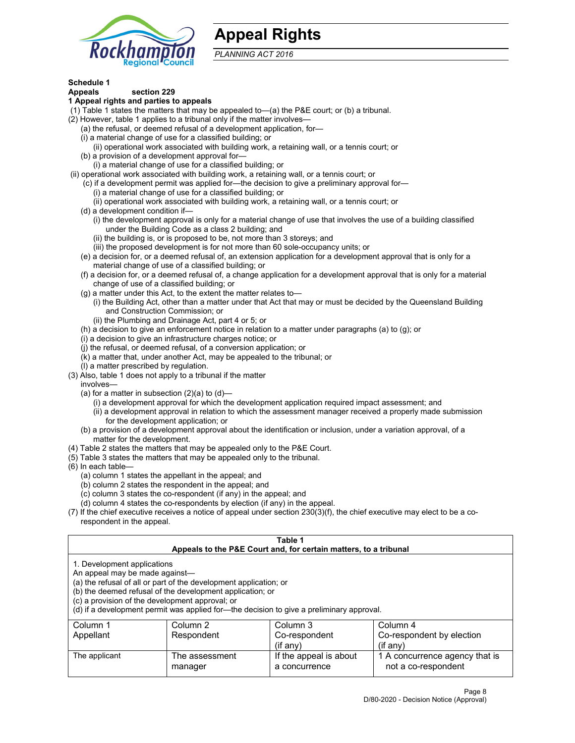# Appeal Rights

*PLANNING ACT 2016*

**Schedule 1**
**Appeals section 229**
**1 Appeal rights and parties to appeals**

(1) Table 1 states the matters that may be appealed to—(a) the P&E court; or (b) a tribunal.
(2) However, table 1 applies to a tribunal only if the matter involves—
(a) the refusal, or deemed refusal of a development application, for—
(i) a material change of use for a classified building; or
(ii) operational work associated with building work, a retaining wall, or a tennis court; or
(b) a provision of a development approval for—
(i) a material change of use for a classified building; or
(ii) operational work associated with building work, a retaining wall, or a tennis court; or
(c) if a development permit was applied for—the decision to give a preliminary approval for—
(i) a material change of use for a classified building; or
(ii) operational work associated with building work, a retaining wall, or a tennis court; or
(d) a development condition if—
(i) the development approval is only for a material change of use that involves the use of a building classified under the Building Code as a class 2 building; and
(ii) the building is, or is proposed to be, not more than 3 storeys; and
(iii) the proposed development is for not more than 60 sole-occupancy units; or
(e) a decision for, or a deemed refusal of, an extension application for a development approval that is only for a material change of use of a classified building; or
(f) a decision for, or a deemed refusal of, a change application for a development approval that is only for a material change of use of a classified building; or
(g) a matter under this Act, to the extent the matter relates to—
(i) the Building Act, other than a matter under that Act that may or must be decided by the Queensland Building and Construction Commission; or
(ii) the Plumbing and Drainage Act, part 4 or 5; or
(h) a decision to give an enforcement notice in relation to a matter under paragraphs (a) to (g); or
(i) a decision to give an infrastructure charges notice; or
(j) the refusal, or deemed refusal, of a conversion application; or
(k) a matter that, under another Act, may be appealed to the tribunal; or
(l) a matter prescribed by regulation.
(3) Also, table 1 does not apply to a tribunal if the matter involves—
(a) for a matter in subsection (2)(a) to (d)—
(i) a development approval for which the development application required impact assessment; and
(ii) a development approval in relation to which the assessment manager received a properly made submission for the development application; or
(b) a provision of a development approval about the identification or inclusion, under a variation approval, of a matter for the development.
(4) Table 2 states the matters that may be appealed only to the P&E Court.
(5) Table 3 states the matters that may be appealed only to the tribunal.
(6) In each table—
(a) column 1 states the appellant in the appeal; and
(b) column 2 states the respondent in the appeal; and
(c) column 3 states the co-respondent (if any) in the appeal; and
(d) column 4 states the co-respondents by election (if any) in the appeal.
(7) If the chief executive receives a notice of appeal under section 230(3)(f), the chief executive may elect to be a co-respondent in the appeal.

**Table 1**
**Appeals to the P&E Court and, for certain matters, to a tribunal**

1. Development applications
An appeal may be made against—
(a) the refusal of all or part of the development application; or
(b) the deemed refusal of the development application; or
(c) a provision of the development approval; or
(d) if a development permit was applied for—the decision to give a preliminary approval.

| Column 1<br>Appellant | Column 2<br>Respondent | Column 3<br>Co-respondent<br>(if any) | Column 4<br>Co-respondent by election<br>(if any) |
|---|---|---|---|
| The applicant | The assessment manager | If the appeal is about a concurrence | 1 A concurrence agency that is not a co-respondent |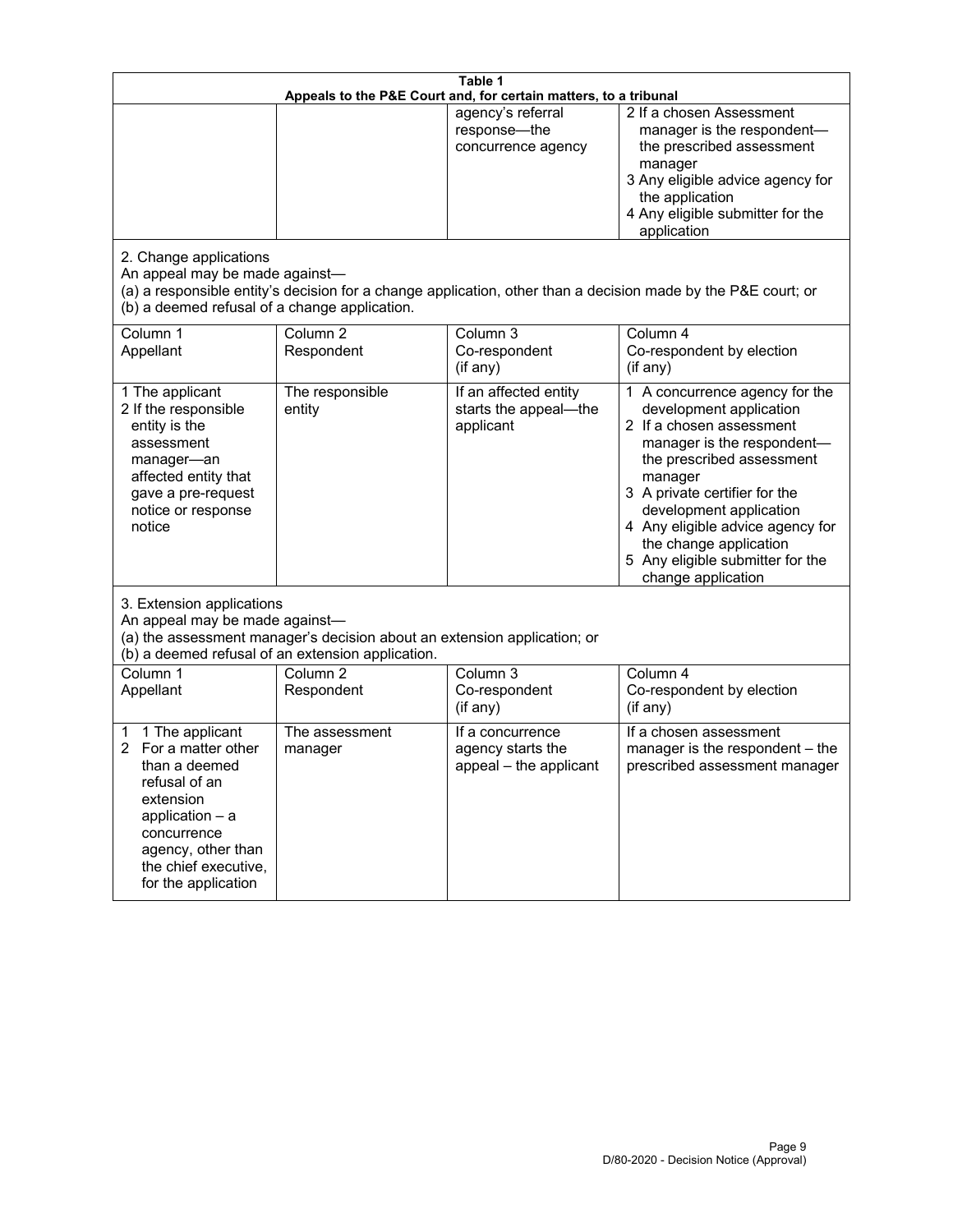**Table 1**
**Appeals to the P&E Court and, for certain matters, to a tribunal**

| | | | |
|---|---|---|---|
| | | agency's referral response—the concurrence agency | 2 If a chosen Assessment manager is the respondent—the prescribed assessment manager<br>3 Any eligible advice agency for the application<br>4 Any eligible submitter for the application |

2. Change applications
An appeal may be made against—
(a) a responsible entity's decision for a change application, other than a decision made by the P&E court; or
(b) a deemed refusal of a change application.

| Column 1<br>Appellant | Column 2<br>Respondent | Column 3<br>Co-respondent<br>(if any) | Column 4<br>Co-respondent by election<br>(if any) |
|---|---|---|---|
| 1 The applicant<br>2 If the responsible entity is the assessment manager—an affected entity that gave a pre-request notice or response notice | The responsible entity | If an affected entity starts the appeal—the applicant | 1 A concurrence agency for the development application<br>2 If a chosen assessment manager is the respondent—the prescribed assessment manager<br>3 A private certifier for the development application<br>4 Any eligible advice agency for the change application<br>5 Any eligible submitter for the change application |

3. Extension applications
An appeal may be made against—
(a) the assessment manager's decision about an extension application; or
(b) a deemed refusal of an extension application.

| Column 1<br>Appellant | Column 2<br>Respondent | Column 3<br>Co-respondent<br>(if any) | Column 4<br>Co-respondent by election<br>(if any) |
|---|---|---|---|
| 1 1 The applicant<br>2 For a matter other than a deemed refusal of an extension application – a concurrence agency, other than the chief executive, for the application | The assessment manager | If a concurrence agency starts the appeal – the applicant | If a chosen assessment manager is the respondent – the prescribed assessment manager |

D/80-2020 - Decision Notice (Approval)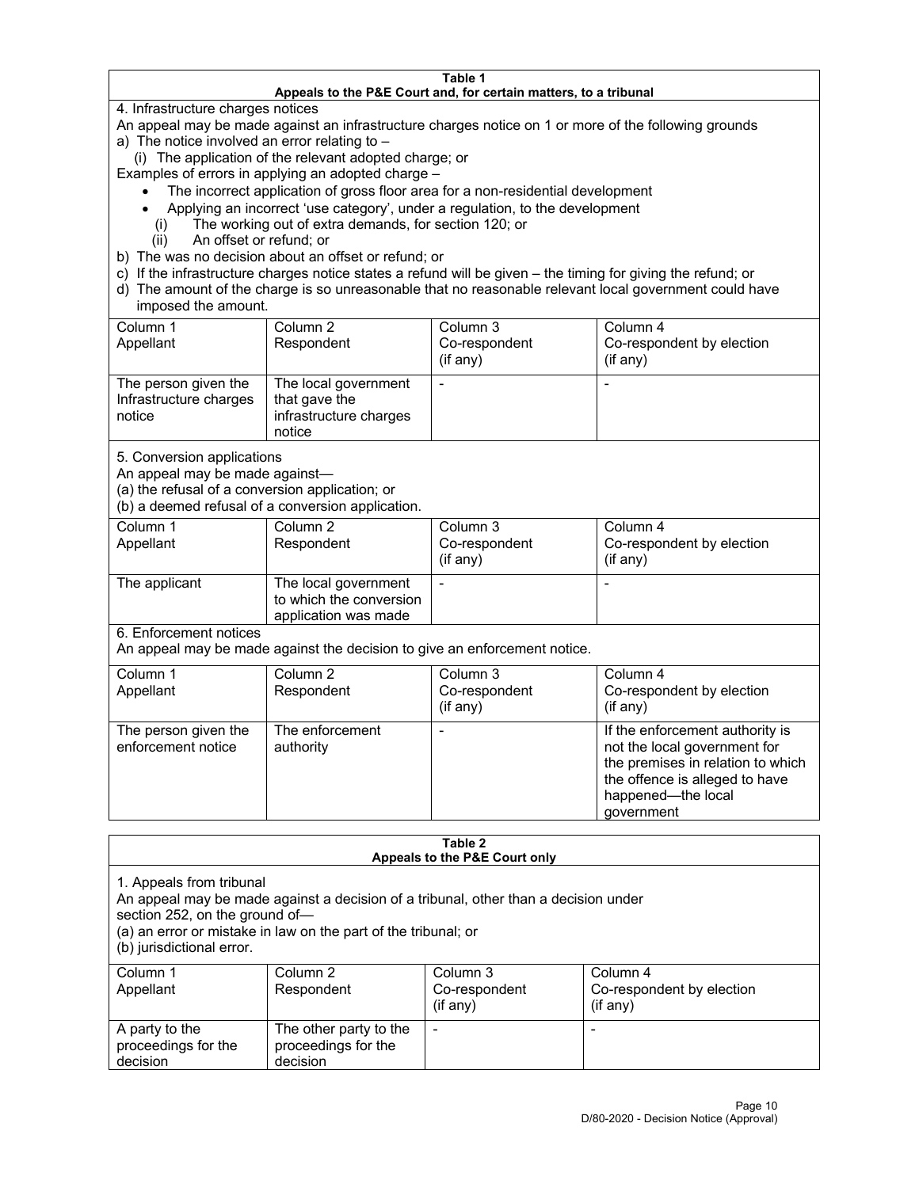**Table 1**
**Appeals to the P&E Court and, for certain matters, to a tribunal**

4. Infrastructure charges notices

An appeal may be made against an infrastructure charges notice on 1 or more of the following grounds

a) The notice involved an error relating to –
   (i) The application of the relevant adopted charge; or

Examples of errors in applying an adopted charge –

- The incorrect application of gross floor area for a non-residential development
- Applying an incorrect 'use category', under a regulation, to the development
   (i) The working out of extra demands, for section 120; or
   (ii) An offset or refund; or

b) The was no decision about an offset or refund; or
c) If the infrastructure charges notice states a refund will be given – the timing for giving the refund; or
d) The amount of the charge is so unreasonable that no reasonable relevant local government could have imposed the amount.

| Column 1<br>Appellant | Column 2<br>Respondent | Column 3<br>Co-respondent<br>(if any) | Column 4<br>Co-respondent by election<br>(if any) |
|---|---|---|---|
| The person given the Infrastructure charges notice | The local government that gave the infrastructure charges notice | - | - |

5. Conversion applications

An appeal may be made against—
(a) the refusal of a conversion application; or
(b) a deemed refusal of a conversion application.

| Column 1<br>Appellant | Column 2<br>Respondent | Column 3<br>Co-respondent<br>(if any) | Column 4<br>Co-respondent by election<br>(if any) |
|---|---|---|---|
| The applicant | The local government to which the conversion application was made | - | - |

6. Enforcement notices

An appeal may be made against the decision to give an enforcement notice.

| Column 1<br>Appellant | Column 2<br>Respondent | Column 3<br>Co-respondent<br>(if any) | Column 4<br>Co-respondent by election<br>(if any) |
|---|---|---|---|
| The person given the enforcement notice | The enforcement authority | - | If the enforcement authority is not the local government for the premises in relation to which the offence is alleged to have happened—the local government |

**Table 2**
**Appeals to the P&E Court only**

1. Appeals from tribunal

An appeal may be made against a decision of a tribunal, other than a decision under section 252, on the ground of—
(a) an error or mistake in law on the part of the tribunal; or
(b) jurisdictional error.

| Column 1<br>Appellant | Column 2<br>Respondent | Column 3<br>Co-respondent<br>(if any) | Column 4<br>Co-respondent by election<br>(if any) |
|---|---|---|---|
| A party to the proceedings for the decision | The other party to the proceedings for the decision | - | - |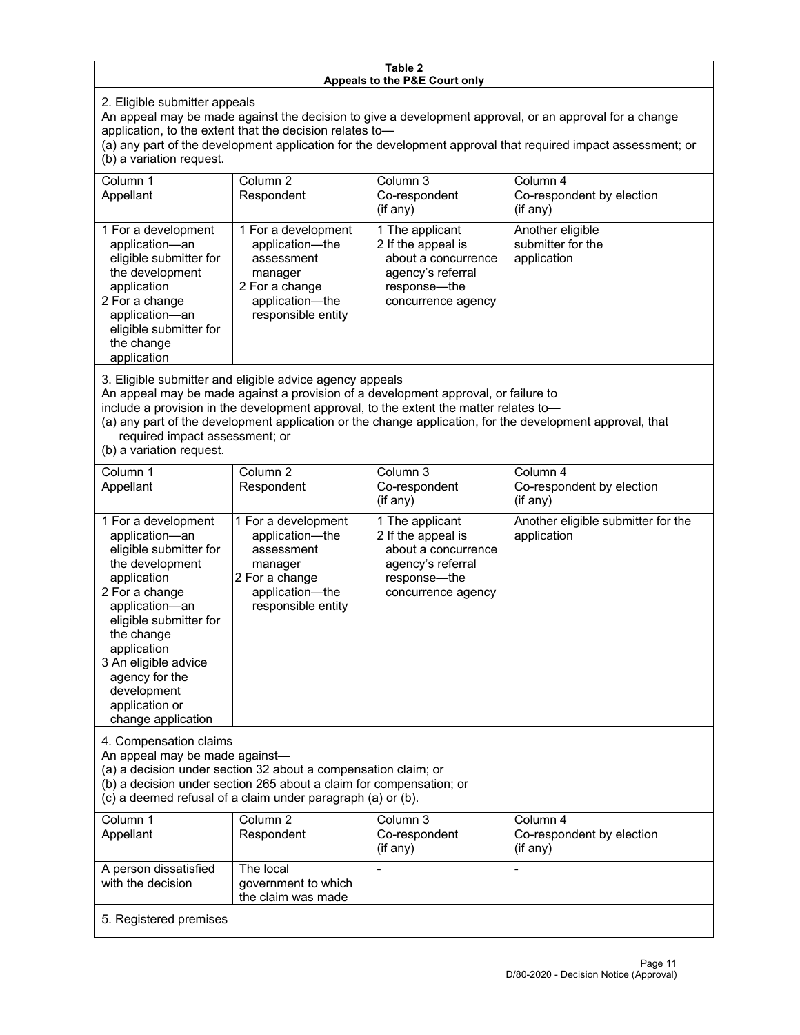**Table 2**
**Appeals to the P&E Court only**

2. Eligible submitter appeals

An appeal may be made against the decision to give a development approval, or an approval for a change application, to the extent that the decision relates to—

(a) any part of the development application for the development approval that required impact assessment; or

(b) a variation request.

| Column 1<br>Appellant | Column 2<br>Respondent | Column 3<br>Co-respondent<br>(if any) | Column 4<br>Co-respondent by election<br>(if any) |
|---|---|---|---|
| 1 For a development application—an eligible submitter for the development application<br>2 For a change application—an eligible submitter for the change application | 1 For a development application—the assessment manager<br>2 For a change application—the responsible entity | 1 The applicant<br>2 If the appeal is about a concurrence agency's referral response—the concurrence agency | Another eligible submitter for the application |

3. Eligible submitter and eligible advice agency appeals

An appeal may be made against a provision of a development approval, or failure to include a provision in the development approval, to the extent the matter relates to—

(a) any part of the development application or the change application, for the development approval, that required impact assessment; or

(b) a variation request.

| Column 1<br>Appellant | Column 2<br>Respondent | Column 3<br>Co-respondent<br>(if any) | Column 4<br>Co-respondent by election<br>(if any) |
|---|---|---|---|
| 1 For a development application—an eligible submitter for the development application<br>2 For a change application—an eligible submitter for the change application<br>3 An eligible advice agency for the development application or change application | 1 For a development application—the assessment manager<br>2 For a change application—the responsible entity | 1 The applicant<br>2 If the appeal is about a concurrence agency's referral response—the concurrence agency | Another eligible submitter for the application |

4. Compensation claims

An appeal may be made against—

(a) a decision under section 32 about a compensation claim; or

(b) a decision under section 265 about a claim for compensation; or

(c) a deemed refusal of a claim under paragraph (a) or (b).

| Column 1<br>Appellant | Column 2<br>Respondent | Column 3<br>Co-respondent<br>(if any) | Column 4<br>Co-respondent by election<br>(if any) |
|---|---|---|---|
| A person dissatisfied with the decision | The local government to which the claim was made | - | - |

5. Registered premises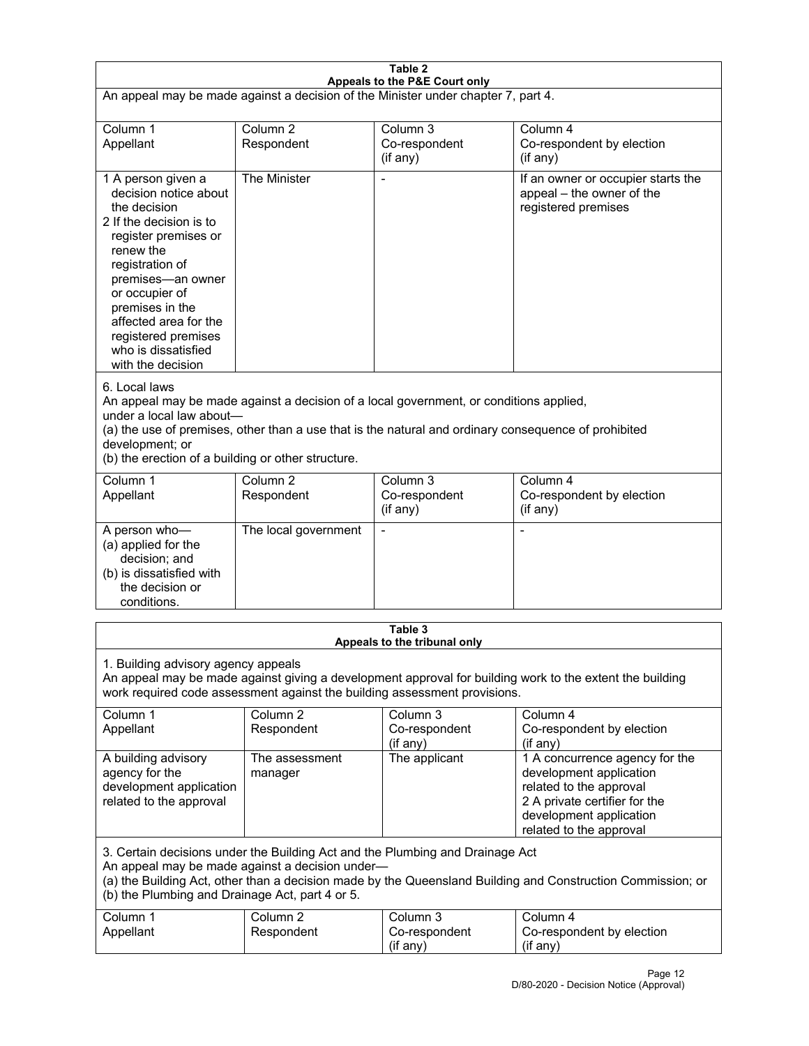**Table 2**
**Appeals to the P&E Court only**

An appeal may be made against a decision of the Minister under chapter 7, part 4.

| Column 1<br>Appellant | Column 2<br>Respondent | Column 3<br>Co-respondent<br>(if any) | Column 4<br>Co-respondent by election<br>(if any) |
|---|---|---|---|
| 1 A person given a decision notice about the decision<br>2 If the decision is to register premises or renew the registration of premises—an owner or occupier of premises in the affected area for the registered premises who is dissatisfied with the decision | The Minister | - | If an owner or occupier starts the appeal – the owner of the registered premises |

6. Local laws

An appeal may be made against a decision of a local government, or conditions applied, under a local law about—

(a) the use of premises, other than a use that is the natural and ordinary consequence of prohibited development; or

(b) the erection of a building or other structure.

| Column 1<br>Appellant | Column 2<br>Respondent | Column 3<br>Co-respondent<br>(if any) | Column 4<br>Co-respondent by election<br>(if any) |
|---|---|---|---|
| A person who—<br>(a) applied for the decision; and<br>(b) is dissatisfied with the decision or conditions. | The local government | - | - |

**Table 3**
**Appeals to the tribunal only**

1. Building advisory agency appeals

An appeal may be made against giving a development approval for building work to the extent the building work required code assessment against the building assessment provisions.

| Column 1<br>Appellant | Column 2<br>Respondent | Column 3<br>Co-respondent<br>(if any) | Column 4<br>Co-respondent by election<br>(if any) |
|---|---|---|---|
| A building advisory agency for the development application related to the approval | The assessment manager | The applicant | 1 A concurrence agency for the development application related to the approval<br>2 A private certifier for the development application related to the approval |

3. Certain decisions under the Building Act and the Plumbing and Drainage Act

An appeal may be made against a decision under—

(a) the Building Act, other than a decision made by the Queensland Building and Construction Commission; or

(b) the Plumbing and Drainage Act, part 4 or 5.

| Column 1<br>Appellant | Column 2<br>Respondent | Column 3<br>Co-respondent<br>(if any) | Column 4<br>Co-respondent by election<br>(if any) |
|---|---|---|---|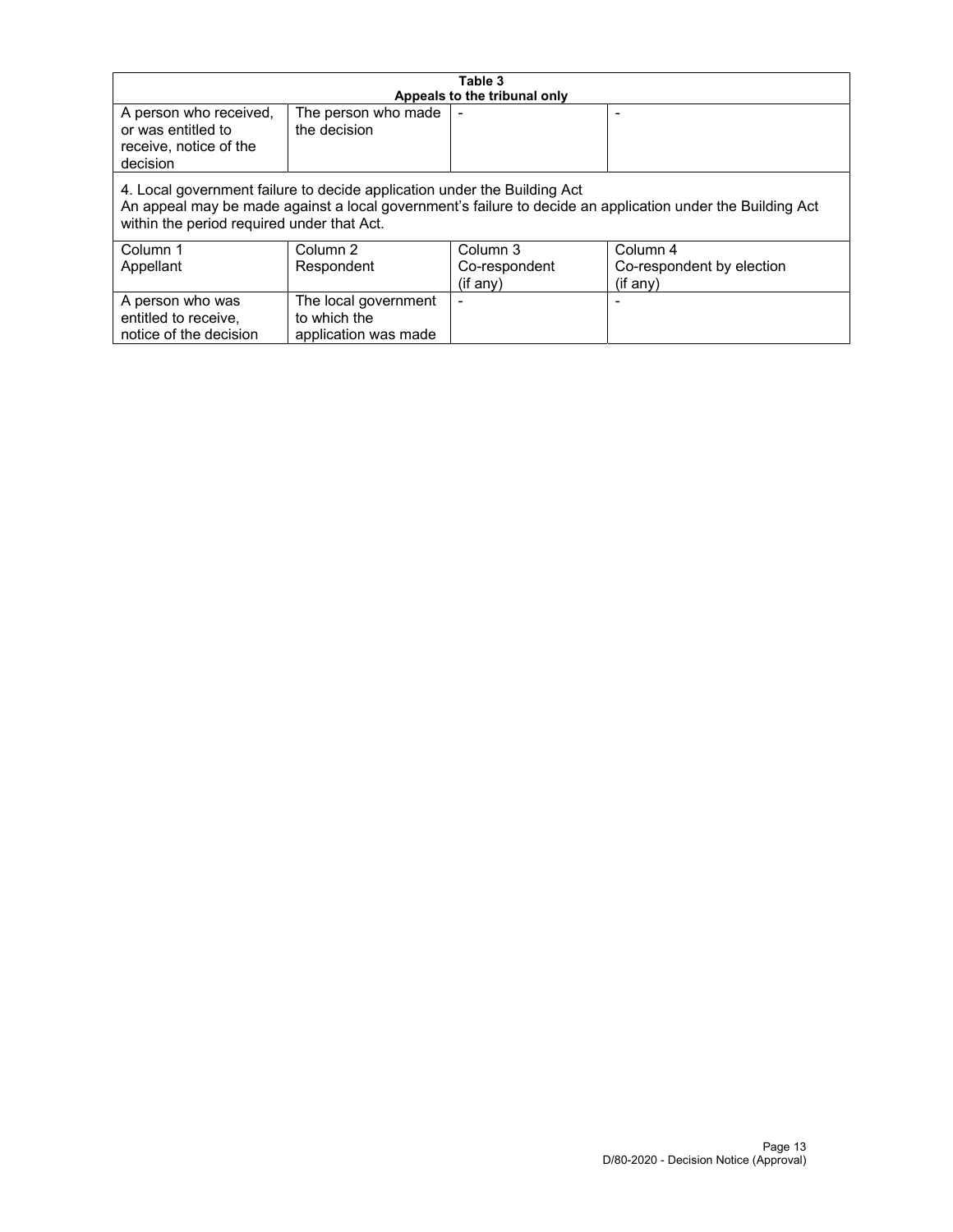**Table 3**
**Appeals to the tribunal only**

| | | | |
|---|---|---|---|
| A person who received, or was entitled to receive, notice of the decision | The person who made the decision | - | - |

4. Local government failure to decide application under the Building Act
An appeal may be made against a local government's failure to decide an application under the Building Act within the period required under that Act.

| Column 1<br>Appellant | Column 2<br>Respondent | Column 3<br>Co-respondent<br>(if any) | Column 4<br>Co-respondent by election<br>(if any) |
|---|---|---|---|
| A person who was entitled to receive, notice of the decision | The local government to which the application was made | - | - |